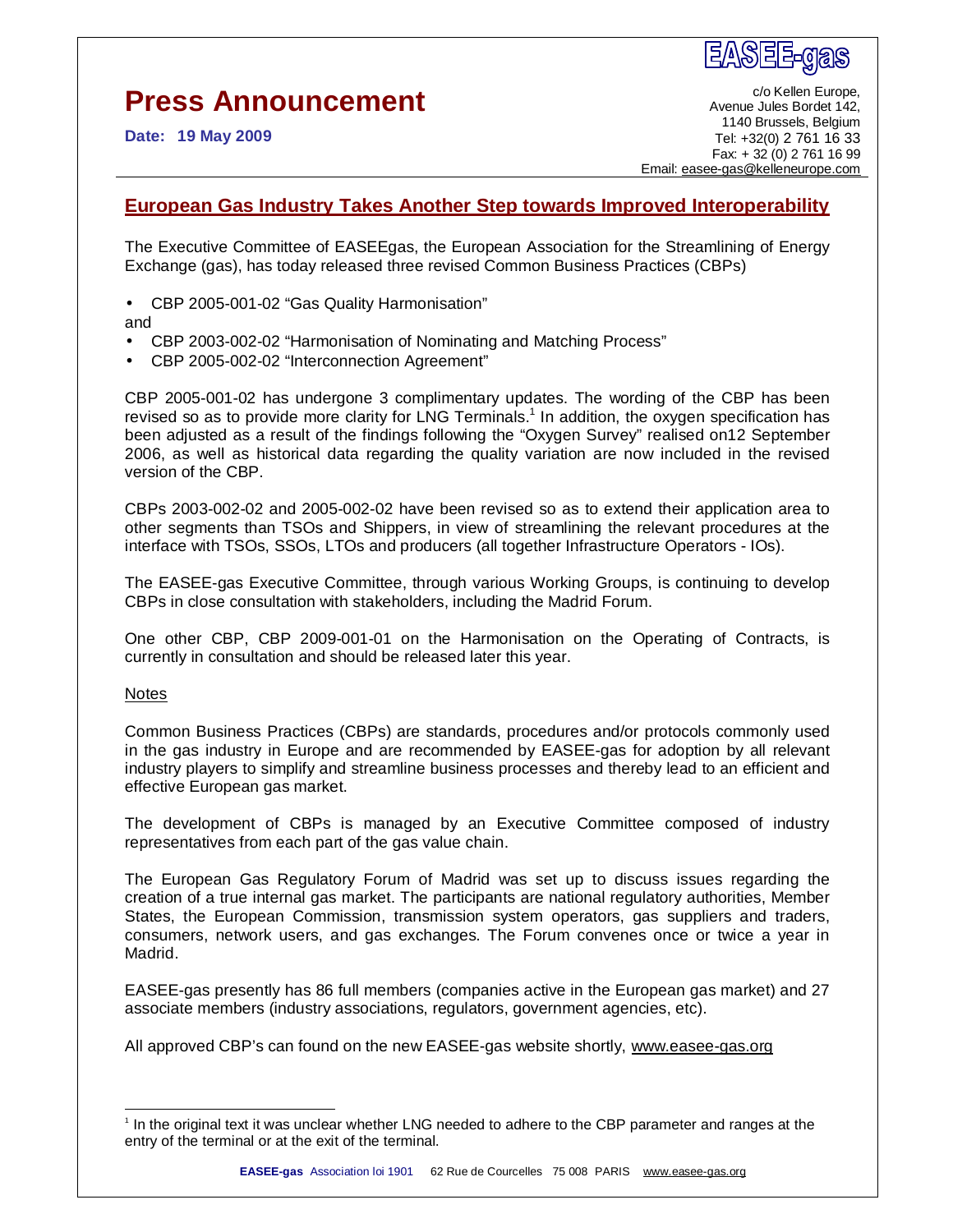# Press Announcement

**Date: 19 May 2009**

EASEE-gas

c/o Kellen Europe,
Avenue Jules Bordet 142,
1140 Brussels, Belgium
Tel: +32(0) 2 761 16 33
Fax: + 32 (0) 2 761 16 99
Email: easee-gas@kelleneurope.com

## European Gas Industry Takes Another Step towards Improved Interoperability

The Executive Committee of EASEEgas, the European Association for the Streamlining of Energy Exchange (gas), has today released three revised Common Business Practices (CBPs)

- CBP 2005-001-02 "Gas Quality Harmonisation"

and

- CBP 2003-002-02 "Harmonisation of Nominating and Matching Process"
- CBP 2005-002-02 "Interconnection Agreement"

CBP 2005-001-02 has undergone 3 complimentary updates. The wording of the CBP has been revised so as to provide more clarity for LNG Terminals.[1] In addition, the oxygen specification has been adjusted as a result of the findings following the "Oxygen Survey" realised on12 September 2006, as well as historical data regarding the quality variation are now included in the revised version of the CBP.

CBPs 2003-002-02 and 2005-002-02 have been revised so as to extend their application area to other segments than TSOs and Shippers, in view of streamlining the relevant procedures at the interface with TSOs, SSOs, LTOs and producers (all together Infrastructure Operators - IOs).

The EASEE-gas Executive Committee, through various Working Groups, is continuing to develop CBPs in close consultation with stakeholders, including the Madrid Forum.

One other CBP, CBP 2009-001-01 on the Harmonisation on the Operating of Contracts, is currently in consultation and should be released later this year.

Notes

Common Business Practices (CBPs) are standards, procedures and/or protocols commonly used in the gas industry in Europe and are recommended by EASEE-gas for adoption by all relevant industry players to simplify and streamline business processes and thereby lead to an efficient and effective European gas market.

The development of CBPs is managed by an Executive Committee composed of industry representatives from each part of the gas value chain.

The European Gas Regulatory Forum of Madrid was set up to discuss issues regarding the creation of a true internal gas market. The participants are national regulatory authorities, Member States, the European Commission, transmission system operators, gas suppliers and traders, consumers, network users, and gas exchanges. The Forum convenes once or twice a year in Madrid.

EASEE-gas presently has 86 full members (companies active in the European gas market) and 27 associate members (industry associations, regulators, government agencies, etc).

All approved CBP's can found on the new EASEE-gas website shortly, www.easee-gas.org

[1] In the original text it was unclear whether LNG needed to adhere to the CBP parameter and ranges at the entry of the terminal or at the exit of the terminal.

**EASEE-gas** Association loi 1901 62 Rue de Courcelles 75 008 PARIS www.easee-gas.org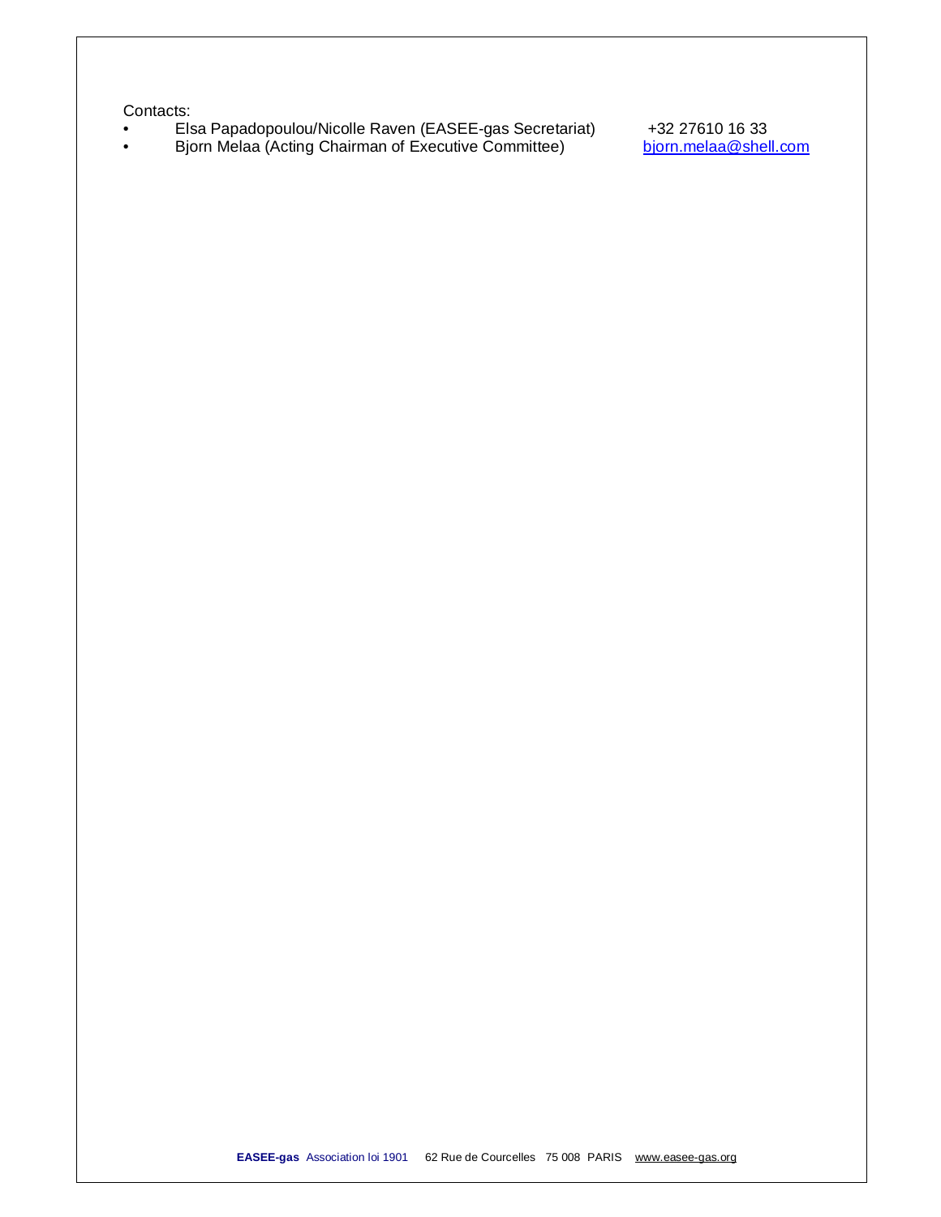Contacts:

- Elsa Papadopoulou/Nicolle Raven (EASEE-gas Secretariat) +32 27610 16 33
- Bjorn Melaa (Acting Chairman of Executive Committee) bjorn.melaa@shell.com